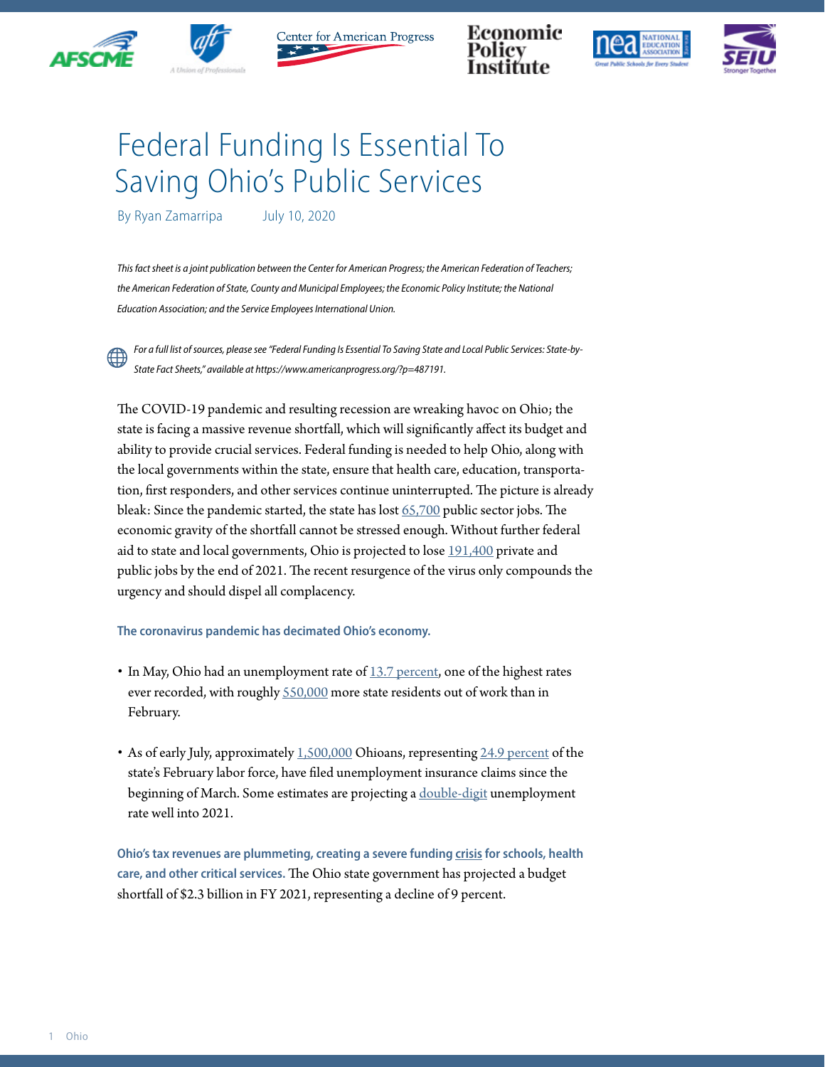# Federal Funding Is Essential To Saving Ohio's Public Services

By Ryan Zamarripa    July 10, 2020

*This fact sheet is a joint publication between the Center for American Progress; the American Federation of Teachers; the American Federation of State, County and Municipal Employees; the Economic Policy Institute; the National Education Association; and the Service Employees International Union.*

*For a full list of sources, please see "Federal Funding Is Essential To Saving State and Local Public Services: State-by-State Fact Sheets," available at https://www.americanprogress.org/?p=487191.*

The COVID-19 pandemic and resulting recession are wreaking havoc on Ohio; the state is facing a massive revenue shortfall, which will significantly affect its budget and ability to provide crucial services. Federal funding is needed to help Ohio, along with the local governments within the state, ensure that health care, education, transportation, first responders, and other services continue uninterrupted. The picture is already bleak: Since the pandemic started, the state has lost 65,700 public sector jobs. The economic gravity of the shortfall cannot be stressed enough. Without further federal aid to state and local governments, Ohio is projected to lose 191,400 private and public jobs by the end of 2021. The recent resurgence of the virus only compounds the urgency and should dispel all complacency.

**The coronavirus pandemic has decimated Ohio's economy.**

- In May, Ohio had an unemployment rate of 13.7 percent, one of the highest rates ever recorded, with roughly 550,000 more state residents out of work than in February.
- As of early July, approximately 1,500,000 Ohioans, representing 24.9 percent of the state's February labor force, have filed unemployment insurance claims since the beginning of March. Some estimates are projecting a double-digit unemployment rate well into 2021.

**Ohio's tax revenues are plummeting, creating a severe funding crisis for schools, health care, and other critical services.** The Ohio state government has projected a budget shortfall of $2.3 billion in FY 2021, representing a decline of 9 percent.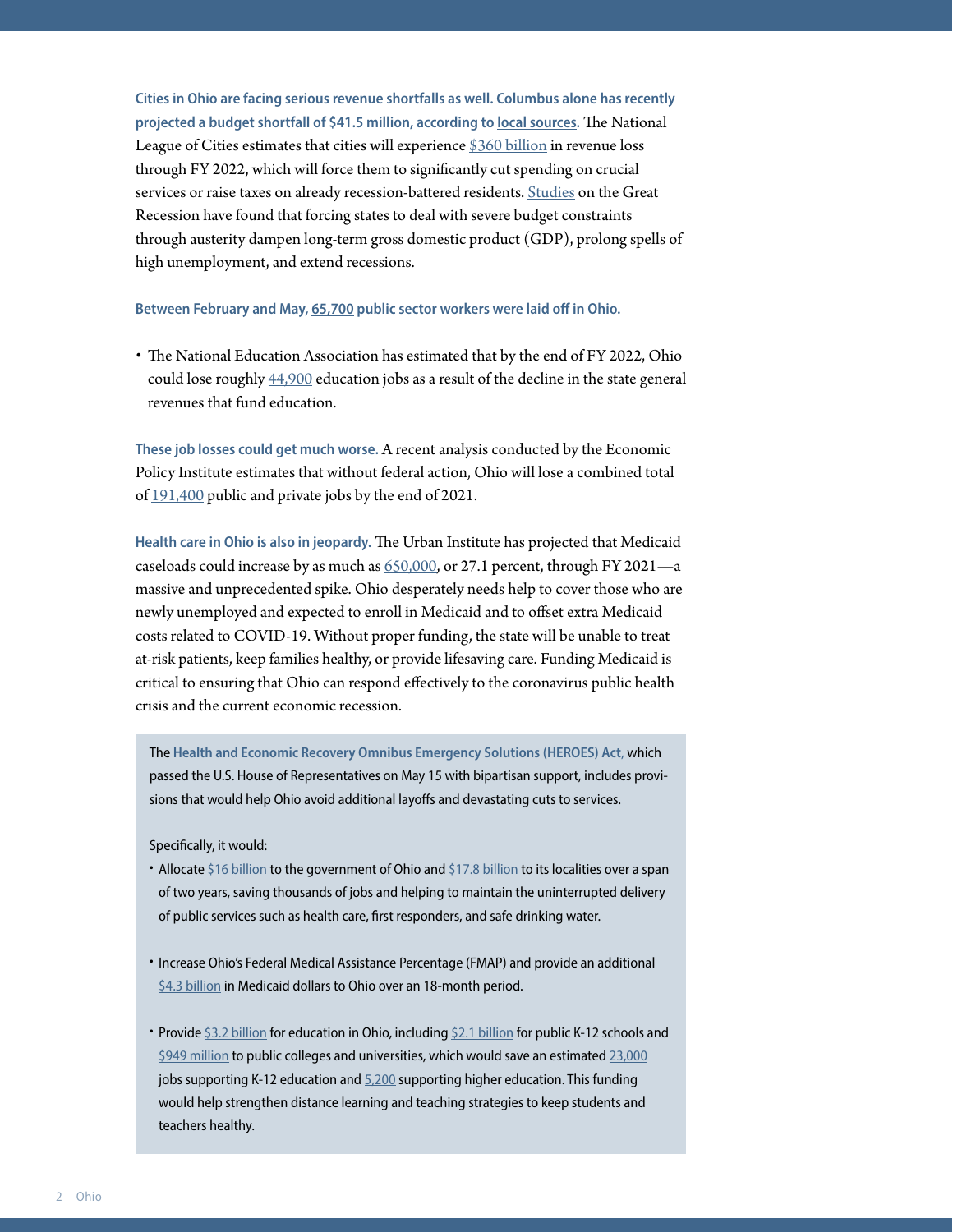**Cities in Ohio are facing serious revenue shortfalls as well. Columbus alone has recently projected a budget shortfall of $41.5 million, according to local sources.** The National League of Cities estimates that cities will experience $360 billion in revenue loss through FY 2022, which will force them to significantly cut spending on crucial services or raise taxes on already recession-battered residents. Studies on the Great Recession have found that forcing states to deal with severe budget constraints through austerity dampen long-term gross domestic product (GDP), prolong spells of high unemployment, and extend recessions.

**Between February and May, 65,700 public sector workers were laid off in Ohio.**

- The National Education Association has estimated that by the end of FY 2022, Ohio could lose roughly 44,900 education jobs as a result of the decline in the state general revenues that fund education.

**These job losses could get much worse.** A recent analysis conducted by the Economic Policy Institute estimates that without federal action, Ohio will lose a combined total of 191,400 public and private jobs by the end of 2021.

**Health care in Ohio is also in jeopardy.** The Urban Institute has projected that Medicaid caseloads could increase by as much as 650,000, or 27.1 percent, through FY 2021—a massive and unprecedented spike. Ohio desperately needs help to cover those who are newly unemployed and expected to enroll in Medicaid and to offset extra Medicaid costs related to COVID-19. Without proper funding, the state will be unable to treat at-risk patients, keep families healthy, or provide lifesaving care. Funding Medicaid is critical to ensuring that Ohio can respond effectively to the coronavirus public health crisis and the current economic recession.

The **Health and Economic Recovery Omnibus Emergency Solutions (HEROES) Act,** which passed the U.S. House of Representatives on May 15 with bipartisan support, includes provisions that would help Ohio avoid additional layoffs and devastating cuts to services.

Specifically, it would:

- Allocate $16 billion to the government of Ohio and $17.8 billion to its localities over a span of two years, saving thousands of jobs and helping to maintain the uninterrupted delivery of public services such as health care, first responders, and safe drinking water.
- Increase Ohio's Federal Medical Assistance Percentage (FMAP) and provide an additional $4.3 billion in Medicaid dollars to Ohio over an 18-month period.
- Provide $3.2 billion for education in Ohio, including $2.1 billion for public K-12 schools and $949 million to public colleges and universities, which would save an estimated 23,000 jobs supporting K-12 education and 5,200 supporting higher education. This funding would help strengthen distance learning and teaching strategies to keep students and teachers healthy.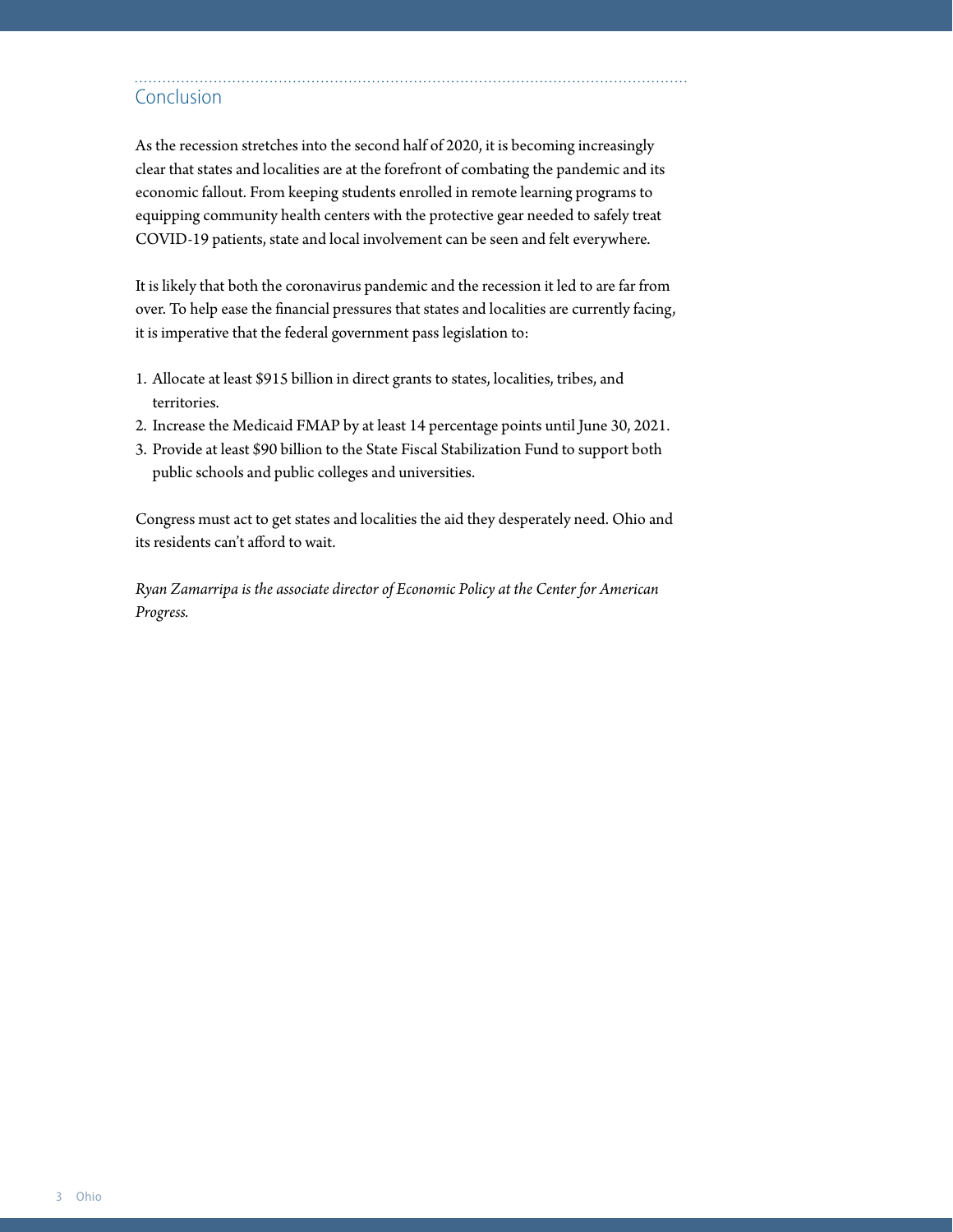## Conclusion

As the recession stretches into the second half of 2020, it is becoming increasingly clear that states and localities are at the forefront of combating the pandemic and its economic fallout. From keeping students enrolled in remote learning programs to equipping community health centers with the protective gear needed to safely treat COVID-19 patients, state and local involvement can be seen and felt everywhere.

It is likely that both the coronavirus pandemic and the recession it led to are far from over. To help ease the financial pressures that states and localities are currently facing, it is imperative that the federal government pass legislation to:

1. Allocate at least $915 billion in direct grants to states, localities, tribes, and territories.
2. Increase the Medicaid FMAP by at least 14 percentage points until June 30, 2021.
3. Provide at least $90 billion to the State Fiscal Stabilization Fund to support both public schools and public colleges and universities.

Congress must act to get states and localities the aid they desperately need. Ohio and its residents can't afford to wait.

*Ryan Zamarripa is the associate director of Economic Policy at the Center for American Progress.*